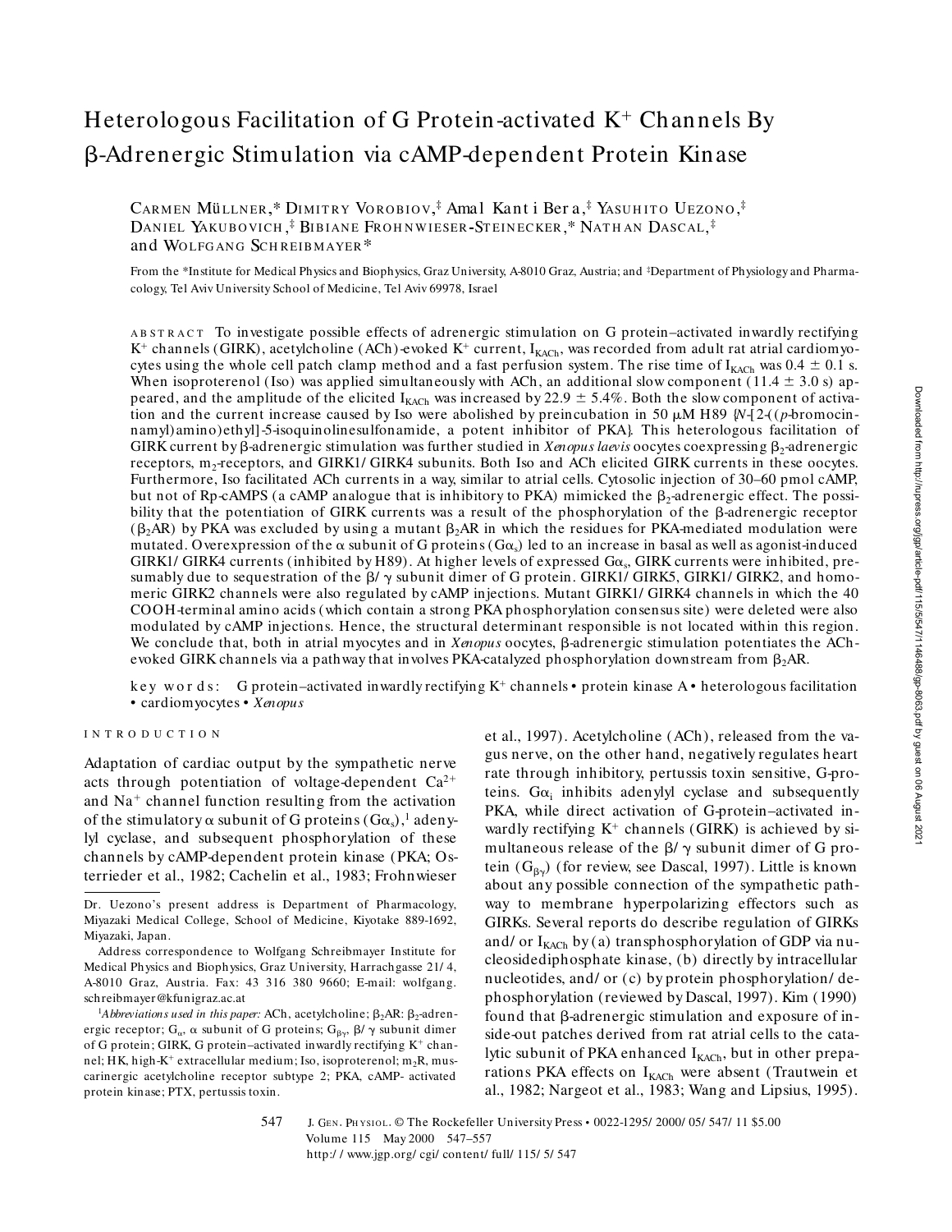# Heterologous Facilitation of G Protein-activated $K^+$ Channels By β-Adrenergic Stimulation via cAMP-dependent Protein Kinase

Carmen Müllner,* Dimitry Vorobiov,‡ Amal Kanti Bera,‡ Yasuhito Uezono,‡ Daniel Yakubovich,‡ Bibiane Frohnwieser-Steinecker,* Nathan Dascal,‡ and Wolfgang Schreibmayer*

From the *Institute for Medical Physics and Biophysics, Graz University, A-8010 Graz, Austria; and ‡Department of Physiology and Pharmacology, Tel Aviv University School of Medicine, Tel Aviv 69978, Israel

**abstract** To investigate possible effects of adrenergic stimulation on G protein–activated inwardly rectifying $K^+$ channels (GIRK), acetylcholine (ACh)-evoked $K^+$ current, $I_{KACh}$, was recorded from adult rat atrial cardiomyocytes using the whole cell patch clamp method and a fast perfusion system. The rise time of $I_{KACh}$ was 0.4 ± 0.1 s. When isoproterenol (Iso) was applied simultaneously with ACh, an additional slow component (11.4 ± 3.0 s) appeared, and the amplitude of the elicited $I_{KACh}$ was increased by 22.9 ± 5.4%. Both the slow component of activation and the current increase caused by Iso were abolished by preincubation in 50 μM H89 {*N*-[2-((*p*-bromocinnamyl)amino)ethyl]-5-isoquinolinesulfonamide, a potent inhibitor of PKA}. This heterologous facilitation of GIRK current by β-adrenergic stimulation was further studied in *Xenopus laevis* oocytes coexpressing $\beta_2$-adrenergic receptors, $m_2$-receptors, and GIRK1/GIRK4 subunits. Both Iso and ACh elicited GIRK currents in these oocytes. Furthermore, Iso facilitated ACh currents in a way, similar to atrial cells. Cytosolic injection of 30–60 pmol cAMP, but not of Rp-cAMPS (a cAMP analogue that is inhibitory to PKA) mimicked the $\beta_2$-adrenergic effect. The possibility that the potentiation of GIRK currents was a result of the phosphorylation of the β-adrenergic receptor ($\beta_2$AR) by PKA was excluded by using a mutant $\beta_2$AR in which the residues for PKA-mediated modulation were mutated. Overexpression of the α subunit of G proteins ($G\alpha_s$) led to an increase in basal as well as agonist-induced GIRK1/GIRK4 currents (inhibited by H89). At higher levels of expressed $G\alpha_s$, GIRK currents were inhibited, presumably due to sequestration of the β/γ subunit dimer of G protein. GIRK1/GIRK5, GIRK1/GIRK2, and homomeric GIRK2 channels were also regulated by cAMP injections. Mutant GIRK1/GIRK4 channels in which the 40 COOH-terminal amino acids (which contain a strong PKA phosphorylation consensus site) were deleted were also modulated by cAMP injections. Hence, the structural determinant responsible is not located within this region. We conclude that, both in atrial myocytes and in *Xenopus* oocytes, β-adrenergic stimulation potentiates the ACh-evoked GIRK channels via a pathway that involves PKA-catalyzed phosphorylation downstream from $\beta_2$AR.

**key words:** G protein–activated inwardly rectifying $K^+$ channels • protein kinase A • heterologous facilitation • cardiomyocytes • *Xenopus*

## INTRODUCTION

Adaptation of cardiac output by the sympathetic nerve acts through potentiation of voltage-dependent $Ca^{2+}$ and $Na^+$ channel function resulting from the activation of the stimulatory α subunit of G proteins ($G\alpha_s$),[1] adenylyl cyclase, and subsequent phosphorylation of these channels by cAMP-dependent protein kinase (PKA; Osterrieder et al., 1982; Cachelin et al., 1983; Frohnwieser et al., 1997). Acetylcholine (ACh), released from the vagus nerve, on the other hand, negatively regulates heart rate through inhibitory, pertussis toxin sensitive, G-proteins. $G\alpha_i$ inhibits adenylyl cyclase and subsequently PKA, while direct activation of G-protein–activated inwardly rectifying $K^+$ channels (GIRK) is achieved by simultaneous release of the β/γ subunit dimer of G protein ($G_{\beta\gamma}$) (for review, see Dascal, 1997). Little is known about any possible connection of the sympathetic pathway to membrane hyperpolarizing effectors such as GIRKs. Several reports do describe regulation of GIRKs and/or $I_{KACh}$ by (a) transphosphorylation of GDP via nucleosidediphosphate kinase, (b) directly by intracellular nucleotides, and/or (c) by protein phosphorylation/dephosphorylation (reviewed by Dascal, 1997). Kim (1990) found that β-adrenergic stimulation and exposure of inside-out patches derived from rat atrial cells to the catalytic subunit of PKA enhanced $I_{KACh}$, but in other preparations PKA effects on $I_{KACh}$ were absent (Trautwein et al., 1982; Nargeot et al., 1983; Wang and Lipsius, 1995).

Dr. Uezono's present address is Department of Pharmacology, Miyazaki Medical College, School of Medicine, Kiyotake 889-1692, Miyazaki, Japan.

Address correspondence to Wolfgang Schreibmayer Institute for Medical Physics and Biophysics, Graz University, Harrachgasse 21/4, A-8010 Graz, Austria. Fax: 43 316 380 9660; E-mail: wolfgang.schreibmayer@kfunigraz.ac.at

[1] *Abbreviations used in this paper:* ACh, acetylcholine; $\beta_2$AR: $\beta_2$-adrenergic receptor; $G_\alpha$, α subunit of G proteins; $G_{\beta\gamma}$, β/γ subunit dimer of G protein; GIRK, G protein–activated inwardly rectifying $K^+$ channel; HK, high-$K^+$ extracellular medium; Iso, isoproterenol; $m_2$R, muscarinergic acetylcholine receptor subtype 2; PKA, cAMP- activated protein kinase; PTX, pertussis toxin.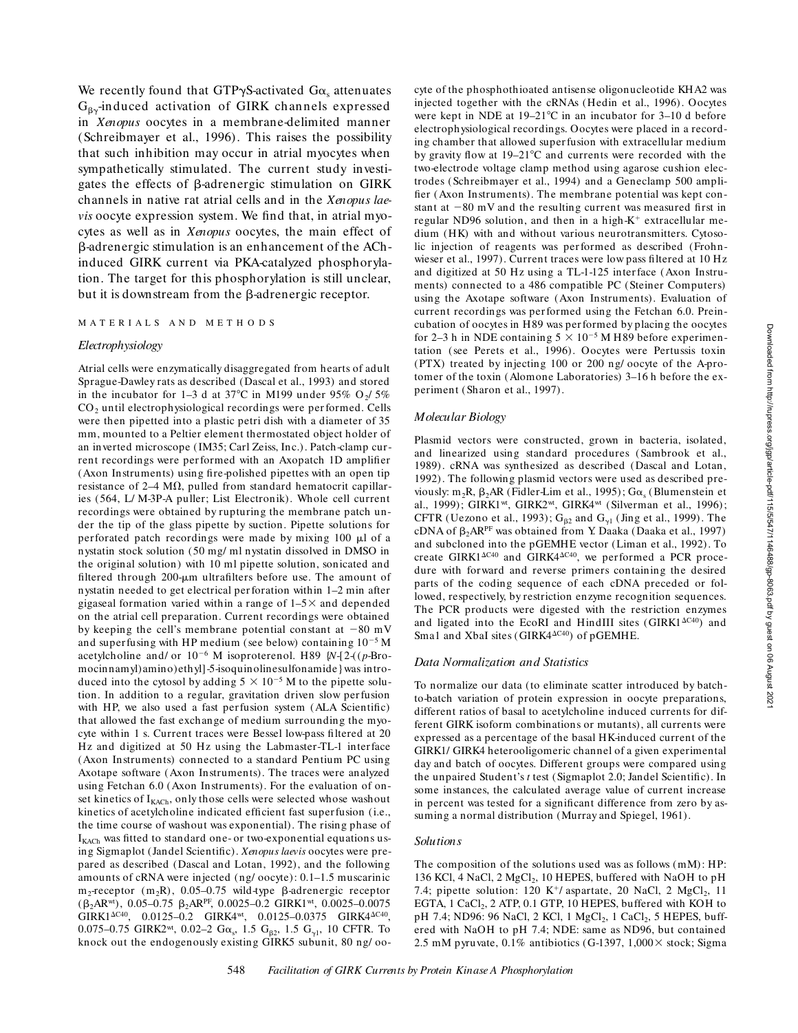We recently found that GTPγS-activated $G\alpha_s$ attenuates $G_{\beta\gamma}$-induced activation of GIRK channels expressed in *Xenopus* oocytes in a membrane-delimited manner (Schreibmayer et al., 1996). This raises the possibility that such inhibition may occur in atrial myocytes when sympathetically stimulated. The current study investigates the effects of β-adrenergic stimulation on GIRK channels in native rat atrial cells and in the *Xenopus laevis* oocyte expression system. We find that, in atrial myocytes as well as in *Xenopus* oocytes, the main effect of β-adrenergic stimulation is an enhancement of the ACh-induced GIRK current via PKA-catalyzed phosphorylation. The target for this phosphorylation is still unclear, but it is downstream from the β-adrenergic receptor.

## MATERIALS AND METHODS

### Electrophysiology

Atrial cells were enzymatically disaggregated from hearts of adult Sprague-Dawley rats as described (Dascal et al., 1993) and stored in the incubator for 1–3 d at 37°C in M199 under 95% $O_2$/ 5% $CO_2$ until electrophysiological recordings were performed. Cells were then pipetted into a plastic petri dish with a diameter of 35 mm, mounted to a Peltier element thermostated object holder of an inverted microscope (IM35; Carl Zeiss, Inc.). Patch-clamp current recordings were performed with an Axopatch 1D amplifier (Axon Instruments) using fire-polished pipettes with an open tip resistance of 2–4 MΩ, pulled from standard hematocrit capillaries (564, L/M-3P-A puller; List Electronik). Whole cell current recordings were obtained by rupturing the membrane patch under the tip of the glass pipette by suction. Pipette solutions for perforated patch recordings were made by mixing 100 μl of a nystatin stock solution (50 mg/ml nystatin dissolved in DMSO in the original solution) with 10 ml pipette solution, sonicated and filtered through 200-μm ultrafilters before use. The amount of nystatin needed to get electrical perforation within 1–2 min after gigaseal formation varied within a range of 1–5× and depended on the atrial cell preparation. Current recordings were obtained by keeping the cell's membrane potential constant at −80 mV and superfusing with HP medium (see below) containing $10^{-5}$ M acetylcholine and/or $10^{-6}$ M isoproterenol. H89 {*N*-[2-((*p*-Bromocinnamyl)amino)ethyl]-5-isoquinolinesulfonamide} was introduced into the cytosol by adding $5 \times 10^{-5}$ M to the pipette solution. In addition to a regular, gravitation driven slow perfusion with HP, we also used a fast perfusion system (ALA Scientific) that allowed the fast exchange of medium surrounding the myocyte within 1 s. Current traces were Bessel low-pass filtered at 20 Hz and digitized at 50 Hz using the Labmaster-TL-1 interface (Axon Instruments) connected to a standard Pentium PC using Axotape software (Axon Instruments). The traces were analyzed using Fetchan 6.0 (Axon Instruments). For the evaluation of onset kinetics of $I_{KACh}$, only those cells were selected whose washout kinetics of acetylcholine indicated efficient fast superfusion (i.e., the time course of washout was exponential). The rising phase of $I_{KACh}$ was fitted to standard one- or two-exponential equations using Sigmaplot (Jandel Scientific). *Xenopus laevis* oocytes were prepared as described (Dascal and Lotan, 1992), and the following amounts of cRNA were injected (ng/oocyte): 0.1–1.5 muscarinic $m_2$-receptor ($m_2R$), 0.05–0.75 wild-type β-adrenergic receptor ($\beta_2AR^{wt}$), 0.05–0.75 $\beta_2AR^{PF}$, 0.0025–0.2 $GIRK1^{wt}$, 0.0025–0.0075 $GIRK1^{\Delta C40}$, 0.0125–0.2 $GIRK4^{wt}$, 0.0125–0.0375 $GIRK4^{\Delta C40}$, 0.075–0.75 $GIRK2^{wt}$, 0.02–2 $G\alpha_s$, 1.5 $G_{\beta2}$, 1.5 $G_{\gamma1}$, 10 CFTR. To knock out the endogenously existing GIRK5 subunit, 80 ng/oocyte of the phosphothioated antisense oligonucleotide KHA2 was injected together with the cRNAs (Hedin et al., 1996). Oocytes were kept in NDE at 19–21°C in an incubator for 3–10 d before electrophysiological recordings. Oocytes were placed in a recording chamber that allowed superfusion with extracellular medium by gravity flow at 19–21°C and currents were recorded with the two-electrode voltage clamp method using agarose cushion electrodes (Schreibmayer et al., 1994) and a Geneclamp 500 amplifier (Axon Instruments). The membrane potential was kept constant at −80 mV and the resulting current was measured first in regular ND96 solution, and then in a high-$K^+$ extracellular medium (HK) with and without various neurotransmitters. Cytosolic injection of reagents was performed as described (Frohnwieser et al., 1997). Current traces were low pass filtered at 10 Hz and digitized at 50 Hz using a TL-1-125 interface (Axon Instruments) connected to a 486 compatible PC (Steiner Computers) using the Axotape software (Axon Instruments). Evaluation of current recordings was performed using the Fetchan 6.0. Preincubation of oocytes in H89 was performed by placing the oocytes for 2–3 h in NDE containing $5 \times 10^{-5}$ M H89 before experimentation (see Perets et al., 1996). Oocytes were Pertussis toxin (PTX) treated by injecting 100 or 200 ng/oocyte of the A-protomer of the toxin (Alomone Laboratories) 3–16 h before the experiment (Sharon et al., 1997).

### Molecular Biology

Plasmid vectors were constructed, grown in bacteria, isolated, and linearized using standard procedures (Sambrook et al., 1989). cRNA was synthesized as described (Dascal and Lotan, 1992). The following plasmid vectors were used as described previously: $m_2R$, $\beta_2AR$ (Fidler-Lim et al., 1995); $G\alpha_s$ (Blumenstein et al., 1999); $GIRK1^{wt}$, $GIRK2^{wt}$, $GIRK4^{wt}$ (Silverman et al., 1996); CFTR (Uezono et al., 1993); $G_{\beta2}$ and $G_{\gamma1}$ (Jing et al., 1999). The cDNA of $\beta_2AR^{PF}$ was obtained from Y. Daaka (Daaka et al., 1997) and subcloned into the pGEMHE vector (Liman et al., 1992). To create $GIRK1^{\Delta C40}$ and $GIRK4^{\Delta C40}$, we performed a PCR procedure with forward and reverse primers containing the desired parts of the coding sequence of each cDNA preceded or followed, respectively, by restriction enzyme recognition sequences. The PCR products were digested with the restriction enzymes and ligated into the EcoRI and HindIII sites ($GIRK1^{\Delta C40}$) and Sma1 and XbaI sites ($GIRK4^{\Delta C40}$) of pGEMHE.

### Data Normalization and Statistics

To normalize our data (to eliminate scatter introduced by batch-to-batch variation of protein expression in oocyte preparations, different ratios of basal to acetylcholine induced currents for different GIRK isoform combinations or mutants), all currents were expressed as a percentage of the basal HK-induced current of the GIRK1/GIRK4 heterooligomeric channel of a given experimental day and batch of oocytes. Different groups were compared using the unpaired Student's *t* test (Sigmaplot 2.0; Jandel Scientific). In some instances, the calculated average value of current increase in percent was tested for a significant difference from zero by assuming a normal distribution (Murray and Spiegel, 1961).

### Solutions

The composition of the solutions used was as follows (mM): HP: 136 KCl, 4 NaCl, 2 $MgCl_2$, 10 HEPES, buffered with NaOH to pH 7.4; pipette solution: 120 $K^+$/aspartate, 20 NaCl, 2 $MgCl_2$, 11 EGTA, 1 $CaCl_2$, 2 ATP, 0.1 GTP, 10 HEPES, buffered with KOH to pH 7.4; ND96: 96 NaCl, 2 KCl, 1 $MgCl_2$, 1 $CaCl_2$, 5 HEPES, buffered with NaOH to pH 7.4; NDE: same as ND96, but contained 2.5 mM pyruvate, 0.1% antibiotics (G-1397, 1,000× stock; Sigma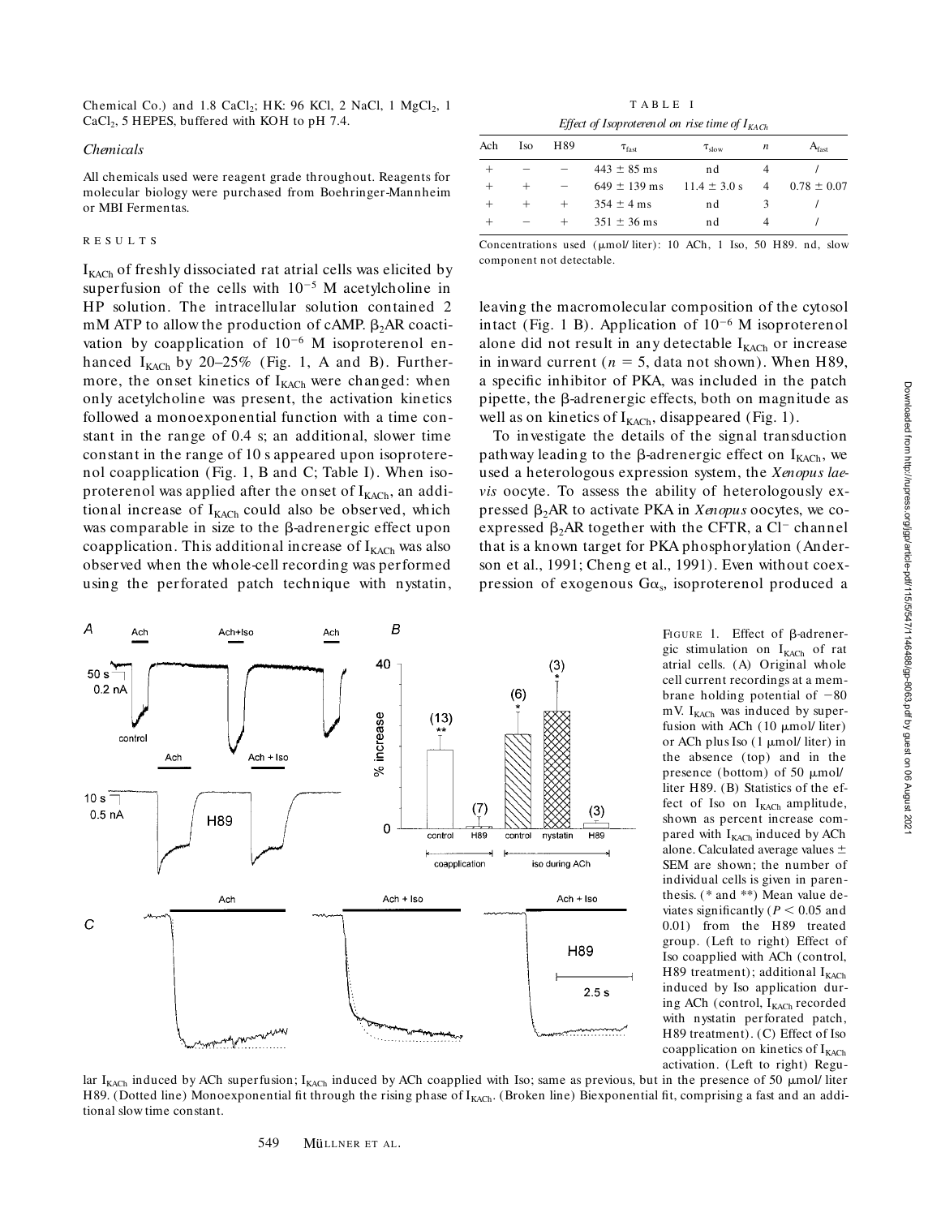Chemical Co.) and 1.8 $CaCl_2$; HK: 96 KCl, 2 NaCl, 1 $MgCl_2$, 1 $CaCl_2$, 5 HEPES, buffered with KOH to pH 7.4.

### *Chemicals*

All chemicals used were reagent grade throughout. Reagents for molecular biology were purchased from Boehringer-Mannheim or MBI Fermentas.

## RESULTS

$I_{KACh}$ of freshly dissociated rat atrial cells was elicited by superfusion of the cells with $10^{-5}$ M acetylcholine in HP solution. The intracellular solution contained 2 mM ATP to allow the production of cAMP. $\beta_2$AR coactivation by coapplication of $10^{-6}$ M isoproterenol enhanced $I_{KACh}$ by 20–25% (Fig. 1, A and B). Furthermore, the onset kinetics of $I_{KACh}$ were changed: when only acetylcholine was present, the activation kinetics followed a monoexponential function with a time constant in the range of 0.4 s; an additional, slower time constant in the range of 10 s appeared upon isoproterenol coapplication (Fig. 1, B and C; Table I). When isoproterenol was applied after the onset of $I_{KACh}$, an additional increase of $I_{KACh}$ could also be observed, which was comparable in size to the β-adrenergic effect upon coapplication. This additional increase of $I_{KACh}$ was also observed when the whole-cell recording was performed using the perforated patch technique with nystatin, leaving the macromolecular composition of the cytosol intact (Fig. 1 B). Application of $10^{-6}$ M isoproterenol alone did not result in any detectable $I_{KACh}$ or increase in inward current ($n = 5$, data not shown). When H89, a specific inhibitor of PKA, was included in the patch pipette, the β-adrenergic effects, both on magnitude as well as on kinetics of $I_{KACh}$, disappeared (Fig. 1).

TABLE I

*Effect of Isoproterenol on rise time of $I_{KACh}$*

| Ach | Iso | H89 | $\tau_{fast}$ | $\tau_{slow}$ | $n$ | $A_{fast}$ |
|---|---|---|---|---|---|---|
| + | − | − | 443 ± 85 ms | nd | 4 | / |
| + | + | − | 649 ± 139 ms | 11.4 ± 3.0 s | 4 | 0.78 ± 0.07 |
| + | + | + | 354 ± 4 ms | nd | 3 | / |
| + | − | + | 351 ± 36 ms | nd | 4 | / |

Concentrations used (μmol/liter): 10 ACh, 1 Iso, 50 H89. nd, slow component not detectable.

To investigate the details of the signal transduction pathway leading to the β-adrenergic effect on $I_{KACh}$, we used a heterologous expression system, the *Xenopus laevis* oocyte. To assess the ability of heterologously expressed $\beta_2$AR to activate PKA in *Xenopus* oocytes, we coexpressed $\beta_2$AR together with the CFTR, a $Cl^-$ channel that is a known target for PKA phosphorylation (Anderson et al., 1991; Cheng et al., 1991). Even without coexpression of exogenous $G\alpha_s$, isoproterenol produced a

FIGURE 1. Effect of β-adrenergic stimulation on $I_{KACh}$ of rat atrial cells. (A) Original whole cell current recordings at a membrane holding potential of −80 mV. $I_{KACh}$ was induced by superfusion with ACh (10 μmol/liter) or ACh plus Iso (1 μmol/liter) in the absence (top) and in the presence (bottom) of 50 μmol/liter H89. (B) Statistics of the effect of Iso on $I_{KACh}$ amplitude, shown as percent increase compared with $I_{KACh}$ induced by ACh alone. Calculated average values ± SEM are shown; the number of individual cells is given in parenthesis. (* and **) Mean value deviates significantly ($P < 0.05$ and 0.01) from the H89 treated group. (Left to right) Effect of Iso coapplied with ACh (control, H89 treatment); additional $I_{KACh}$ induced by Iso application during ACh (control, $I_{KACh}$ recorded with nystatin perforated patch, H89 treatment). (C) Effect of Iso coapplication on kinetics of $I_{KACh}$ activation. (Left to right) Regular $I_{KACh}$ induced by ACh superfusion; $I_{KACh}$ induced by ACh coapplied with Iso; same as previous, but in the presence of 50 μmol/liter H89. (Dotted line) Monoexponential fit through the rising phase of $I_{KACh}$. (Broken line) Biexponential fit, comprising a fast and an additional slow time constant.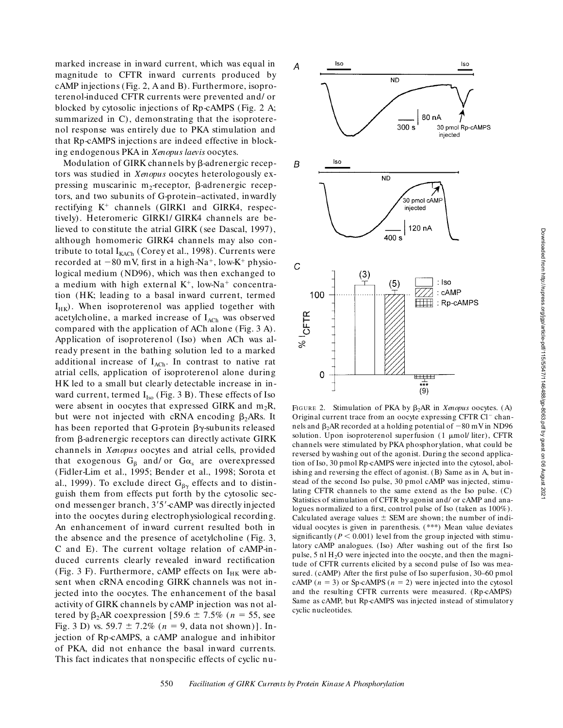marked increase in inward current, which was equal in magnitude to CFTR inward currents produced by cAMP injections (Fig. 2, A and B). Furthermore, isoproterenol-induced CFTR currents were prevented and/or blocked by cytosolic injections of Rp-cAMPS (Fig. 2 A; summarized in C), demonstrating that the isoproterenol response was entirely due to PKA stimulation and that Rp-cAMPS injections are indeed effective in blocking endogenous PKA in *Xenopus laevis* oocytes.

Modulation of GIRK channels by β-adrenergic receptors was studied in *Xenopus* oocytes heterologously expressing muscarinic $m_2$-receptor, β-adrenergic receptors, and two subunits of G-protein–activated, inwardly rectifying $K^+$ channels (GIRK1 and GIRK4, respectively). Heteromeric GIRK1/GIRK4 channels are believed to constitute the atrial GIRK (see Dascal, 1997), although homomeric GIRK4 channels may also contribute to total $I_{KACh}$ (Corey et al., 1998). Currents were recorded at −80 mV, first in a high-$Na^+$, low-$K^+$ physiological medium (ND96), which was then exchanged to a medium with high external $K^+$, low-$Na^+$ concentration (HK; leading to a basal inward current, termed $I_{HK}$). When isoproterenol was applied together with acetylcholine, a marked increase of $I_{ACh}$ was observed compared with the application of ACh alone (Fig. 3 A). Application of isoproterenol (Iso) when ACh was already present in the bathing solution led to a marked additional increase of $I_{ACh}$. In contrast to native rat atrial cells, application of isoproterenol alone during HK led to a small but clearly detectable increase in inward current, termed $I_{Iso}$ (Fig. 3 B). These effects of Iso were absent in oocytes that expressed GIRK and $m_2R$, but were not injected with cRNA encoding $\beta_2$ARs. It has been reported that G-protein βγ-subunits released from β-adrenergic receptors can directly activate GIRK channels in *Xenopus* oocytes and atrial cells, provided that exogenous $G_\beta$ and/or $G\alpha_s$ are overexpressed (Fidler-Lim et al., 1995; Bender et al., 1998; Sorota et al., 1999). To exclude direct $G_{\beta\gamma}$ effects and to distinguish them from effects put forth by the cytosolic second messenger branch, 3′5′-cAMP was directly injected into the oocytes during electrophysiological recording. An enhancement of inward current resulted both in the absence and the presence of acetylcholine (Fig. 3, C and E). The current voltage relation of cAMP-induced currents clearly revealed inward rectification (Fig. 3 F). Furthermore, cAMP effects on $I_{HK}$ were absent when cRNA encoding GIRK channels was not injected into the oocytes. The enhancement of the basal activity of GIRK channels by cAMP injection was not altered by $\beta_2$AR coexpression [59.6 ± 7.5% ($n$ = 55, see Fig. 3 D) vs. 59.7 ± 7.2% ($n$ = 9, data not shown)]. Injection of Rp-cAMPS, a cAMP analogue and inhibitor of PKA, did not enhance the basal inward currents. This fact indicates that nonspecific effects of cyclic nu-

FIGURE 2. Stimulation of PKA by $\beta_2$AR in *Xenopus* oocytes. (A) Original current trace from an oocyte expressing CFTR $Cl^-$ channels and $\beta_2$AR recorded at a holding potential of −80 mV in ND96 solution. Upon isoproterenol superfusion (1 μmol/liter), CFTR channels were stimulated by PKA phosphorylation, what could be reversed by washing out of the agonist. During the second application of Iso, 30 pmol Rp-cAMPS were injected into the cytosol, abolishing and reversing the effect of agonist. (B) Same as in A, but instead of the second Iso pulse, 30 pmol cAMP was injected, stimulating CFTR channels to the same extend as the Iso pulse. (C) Statistics of stimulation of CFTR by agonist and/or cAMP and analogues normalized to a first, control pulse of Iso (taken as 100%). Calculated average values ± SEM are shown; the number of individual oocytes is given in parenthesis. (***) Mean value deviates significantly ($P$ < 0.001) level from the group injected with stimulatory cAMP analogues. (Iso) After washing out of the first Iso pulse, 5 nl $H_2O$ were injected into the oocyte, and then the magnitude of CFTR currents elicited by a second pulse of Iso was measured. (cAMP) After the first pulse of Iso superfusion, 30–60 pmol cAMP ($n$ = 3) or Sp-cAMPS ($n$ = 2) were injected into the cytosol and the resulting CFTR currents were measured. (Rp-cAMPS) Same as cAMP, but Rp-cAMPS was injected instead of stimulatory cyclic nucleotides.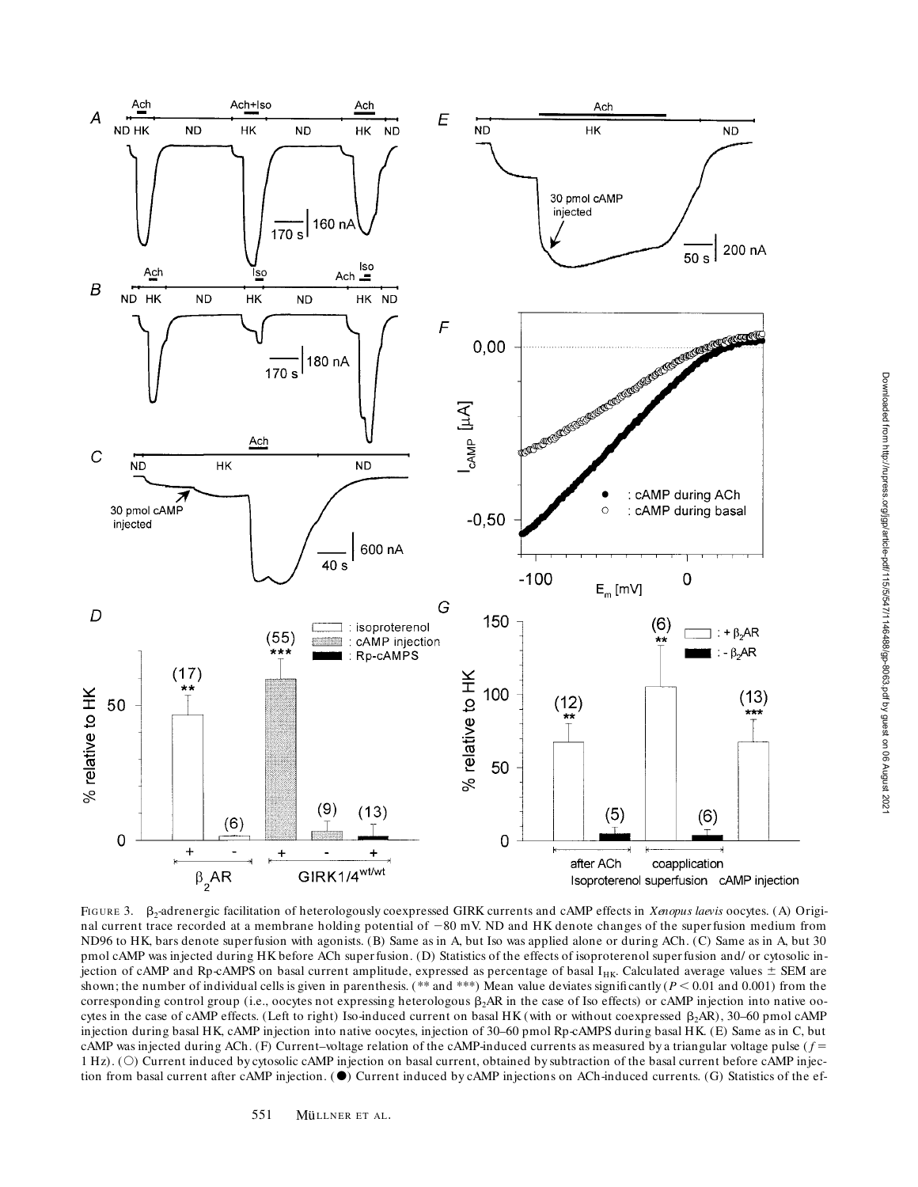FIGURE 3. $\beta_2$-adrenergic facilitation of heterologously coexpressed GIRK currents and cAMP effects in *Xenopus laevis* oocytes. (A) Original current trace recorded at a membrane holding potential of −80 mV. ND and HK denote changes of the superfusion medium from ND96 to HK, bars denote superfusion with agonists. (B) Same as in A, but Iso was applied alone or during ACh. (C) Same as in A, but 30 pmol cAMP was injected during HK before ACh superfusion. (D) Statistics of the effects of isoproterenol superfusion and/or cytosolic injection of cAMP and Rp-cAMPS on basal current amplitude, expressed as percentage of basal $I_{HK}$. Calculated average values ± SEM are shown; the number of individual cells is given in parenthesis. (** and ***) Mean value deviates significantly ($P < 0.01$ and 0.001) from the corresponding control group (i.e., oocytes not expressing heterologous $\beta_2$AR in the case of Iso effects) or cAMP injection into native oocytes in the case of cAMP effects. (Left to right) Iso-induced current on basal HK (with or without coexpressed $\beta_2$AR), 30–60 pmol cAMP injection during basal HK, cAMP injection into native oocytes, injection of 30–60 pmol Rp-cAMPS during basal HK. (E) Same as in C, but cAMP was injected during ACh. (F) Current–voltage relation of the cAMP-induced currents as measured by a triangular voltage pulse ($f$ = 1 Hz). (○) Current induced by cytosolic cAMP injection on basal current, obtained by subtraction of the basal current before cAMP injection from basal current after cAMP injection. (●) Current induced by cAMP injections on ACh-induced currents. (G) Statistics of the ef-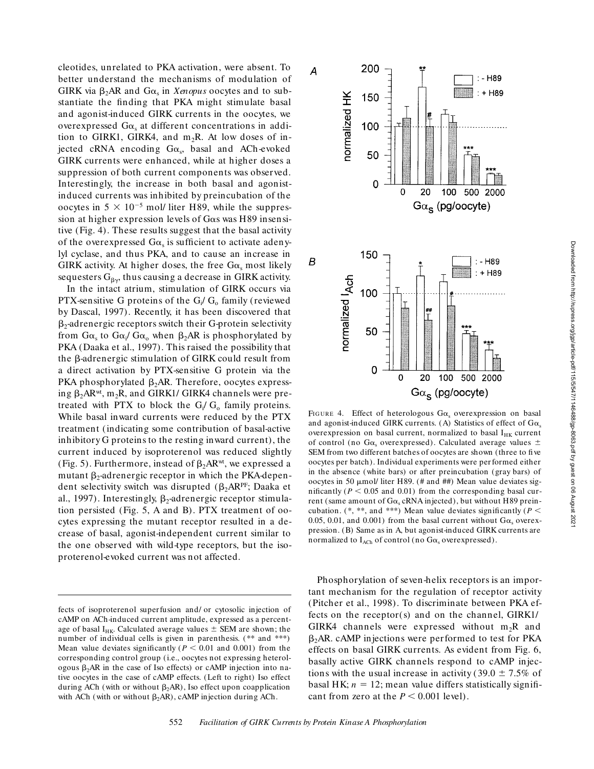cleotides, unrelated to PKA activation, were absent. To better understand the mechanisms of modulation of GIRK via $\beta_2$AR and G$\alpha_s$ in *Xenopus* oocytes and to substantiate the finding that PKA might stimulate basal and agonist-induced GIRK currents in the oocytes, we overexpressed G$\alpha_s$ at different concentrations in addition to GIRK1, GIRK4, and $m_2$R. At low doses of injected cRNA encoding G$\alpha_s$, basal and ACh-evoked GIRK currents were enhanced, while at higher doses a suppression of both current components was observed. Interestingly, the increase in both basal and agonist-induced currents was inhibited by preincubation of the oocytes in $5 \times 10^{-5}$ mol/liter H89, while the suppression at higher expression levels of G$\alpha$s was H89 insensitive (Fig. 4). These results suggest that the basal activity of the overexpressed G$\alpha_s$ is sufficient to activate adenylyl cyclase, and thus PKA, and to cause an increase in GIRK activity. At higher doses, the free G$\alpha_s$ most likely sequesters $G_{\beta\gamma}$, thus causing a decrease in GIRK activity.

In the intact atrium, stimulation of GIRK occurs via PTX-sensitive G proteins of the $G_i$/$G_o$ family (reviewed by Dascal, 1997). Recently, it has been discovered that $\beta_2$-adrenergic receptors switch their G-protein selectivity from G$\alpha_s$ to G$\alpha_i$/G$\alpha_o$ when $\beta_2$AR is phosphorylated by PKA (Daaka et al., 1997). This raised the possibility that the $\beta$-adrenergic stimulation of GIRK could result from a direct activation by PTX-sensitive G protein via the PKA phosphorylated $\beta_2$AR. Therefore, oocytes expressing $\beta_2$AR$^{wt}$, $m_2$R, and GIRK1/GIRK4 channels were pretreated with PTX to block the $G_i$/$G_o$ family proteins. While basal inward currents were reduced by the PTX treatment (indicating some contribution of basal-active inhibitory G proteins to the resting inward current), the current induced by isoproterenol was reduced slightly (Fig. 5). Furthermore, instead of $\beta_2$AR$^{wt}$, we expressed a mutant $\beta_2$-adrenergic receptor in which the PKA-dependent selectivity switch was disrupted ($\beta_2$AR$^{PF}$; Daaka et al., 1997). Interestingly, $\beta_2$-adrenergic receptor stimulation persisted (Fig. 5, A and B). PTX treatment of oocytes expressing the mutant receptor resulted in a decrease of basal, agonist-independent current similar to the one observed with wild-type receptors, but the isoproterenol-evoked current was not affected.

fects of isoproterenol superfusion and/or cytosolic injection of cAMP on ACh-induced current amplitude, expressed as a percentage of basal $I_{HK}$. Calculated average values ± SEM are shown; the number of individual cells is given in parenthesis. (** and ***) Mean value deviates significantly ($P < 0.01$ and 0.001) from the corresponding control group (i.e., oocytes not expressing heterologous $\beta_2$AR in the case of Iso effects) or cAMP injection into native oocytes in the case of cAMP effects. (Left to right) Iso effect during ACh (with or without $\beta_2$AR), Iso effect upon coapplication with ACh (with or without $\beta_2$AR), cAMP injection during ACh.

FIGURE 4. Effect of heterologous G$\alpha_s$ overexpression on basal and agonist-induced GIRK currents. (A) Statistics of effect of G$\alpha_s$ overexpression on basal current, normalized to basal $I_{HK}$ current of control (no G$\alpha_s$ overexpressed). Calculated average values ± SEM from two different batches of oocytes are shown (three to five oocytes per batch). Individual experiments were performed either in the absence (white bars) or after preincubation (gray bars) of oocytes in 50 µmol/liter H89. (# and ##) Mean value deviates significantly ($P < 0.05$ and 0.01) from the corresponding basal current (same amount of G$\alpha_s$ cRNA injected), but without H89 preincubation. (*, **, and ***) Mean value deviates significantly ($P <$ 0.05, 0.01, and 0.001) from the basal current without G$\alpha_s$ overexpression. (B) Same as in A, but agonist-induced GIRK currents are normalized to $I_{ACh}$ of control (no G$\alpha_s$ overexpressed).

Phosphorylation of seven-helix receptors is an important mechanism for the regulation of receptor activity (Pitcher et al., 1998). To discriminate between PKA effects on the receptor(s) and on the channel, GIRK1/GIRK4 channels were expressed without $m_2$R and $\beta_2$AR. cAMP injections were performed to test for PKA effects on basal GIRK currents. As evident from Fig. 6, basally active GIRK channels respond to cAMP injections with the usual increase in activity (39.0 ± 7.5% of basal HK; $n = 12$; mean value differs statistically significant from zero at the $P < 0.001$ level).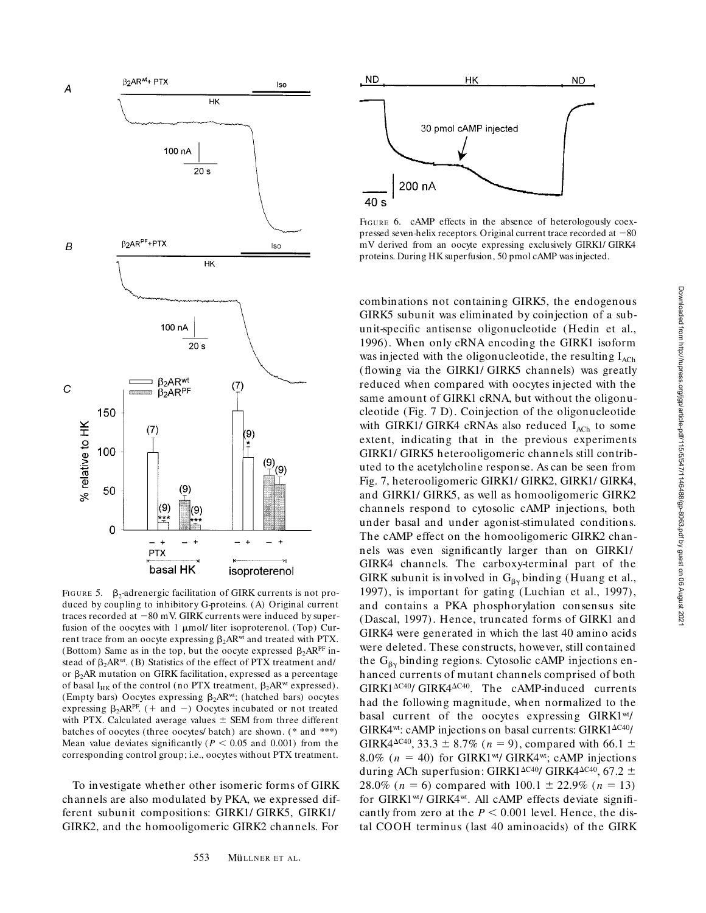FIGURE 5. $\beta_2$-adrenergic facilitation of GIRK currents is not produced by coupling to inhibitory G-proteins. (A) Original current traces recorded at −80 mV. GIRK currents were induced by superfusion of the oocytes with 1 μmol/liter isoproterenol. (Top) Current trace from an oocyte expressing $\beta_2AR^{wt}$ and treated with PTX. (Bottom) Same as in the top, but the oocyte expressed $\beta_2AR^{PF}$ instead of $\beta_2AR^{wt}$. (B) Statistics of the effect of PTX treatment and/or $\beta_2AR$ mutation on GIRK facilitation, expressed as a percentage of basal $I_{HK}$ of the control (no PTX treatment, $\beta_2AR^{wt}$ expressed). (Empty bars) Oocytes expressing $\beta_2AR^{wt}$; (hatched bars) oocytes expressing $\beta_2AR^{PF}$. (+ and −) Oocytes incubated or not treated with PTX. Calculated average values ± SEM from three different batches of oocytes (three oocytes/batch) are shown. (* and ***) Mean value deviates significantly ($P < 0.05$ and 0.001) from the corresponding control group; i.e., oocytes without PTX treatment.

FIGURE 6. cAMP effects in the absence of heterologously coexpressed seven-helix receptors. Original current trace recorded at −80 mV derived from an oocyte expressing exclusively GIRK1/GIRK4 proteins. During HK superfusion, 50 pmol cAMP was injected.

To investigate whether other isomeric forms of GIRK channels are also modulated by PKA, we expressed different subunit compositions: GIRK1/GIRK5, GIRK1/GIRK2, and the homooligomeric GIRK2 channels. For combinations not containing GIRK5, the endogenous GIRK5 subunit was eliminated by coinjection of a subunit-specific antisense oligonucleotide (Hedin et al., 1996). When only cRNA encoding the GIRK1 isoform was injected with the oligonucleotide, the resulting $I_{ACh}$ (flowing via the GIRK1/GIRK5 channels) was greatly reduced when compared with oocytes injected with the same amount of GIRK1 cRNA, but without the oligonucleotide (Fig. 7 D). Coinjection of the oligonucleotide with GIRK1/GIRK4 cRNAs also reduced $I_{ACh}$ to some extent, indicating that in the previous experiments GIRK1/GIRK5 heterooligomeric channels still contributed to the acetylcholine response. As can be seen from Fig. 7, heterooligomeric GIRK1/GIRK2, GIRK1/GIRK4, and GIRK1/GIRK5, as well as homooligomeric GIRK2 channels respond to cytosolic cAMP injections, both under basal and under agonist-stimulated conditions. The cAMP effect on the homooligomeric GIRK2 channels was even significantly larger than on GIRK1/GIRK4 channels. The carboxy-terminal part of the GIRK subunit is involved in $G_{\beta\gamma}$ binding (Huang et al., 1997), is important for gating (Luchian et al., 1997), and contains a PKA phosphorylation consensus site (Dascal, 1997). Hence, truncated forms of GIRK1 and GIRK4 were generated in which the last 40 amino acids were deleted. These constructs, however, still contained the $G_{\beta\gamma}$ binding regions. Cytosolic cAMP injections enhanced currents of mutant channels comprised of both $GIRK1^{\Delta C40}/GIRK4^{\Delta C40}$. The cAMP-induced currents had the following magnitude, when normalized to the basal current of the oocytes expressing $GIRK1^{wt}/GIRK4^{wt}$: cAMP injections on basal currents: $GIRK1^{\Delta C40}/GIRK4^{\Delta C40}$, 33.3 ± 8.7% ($n$ = 9), compared with 66.1 ± 8.0% ($n$ = 40) for $GIRK1^{wt}/GIRK4^{wt}$; cAMP injections during ACh superfusion: $GIRK1^{\Delta C40}/GIRK4^{\Delta C40}$, 67.2 ± 28.0% ($n$ = 6) compared with 100.1 ± 22.9% ($n$ = 13) for $GIRK1^{wt}/GIRK4^{wt}$. All cAMP effects deviate significantly from zero at the $P < 0.001$ level. Hence, the distal COOH terminus (last 40 aminoacids) of the GIRK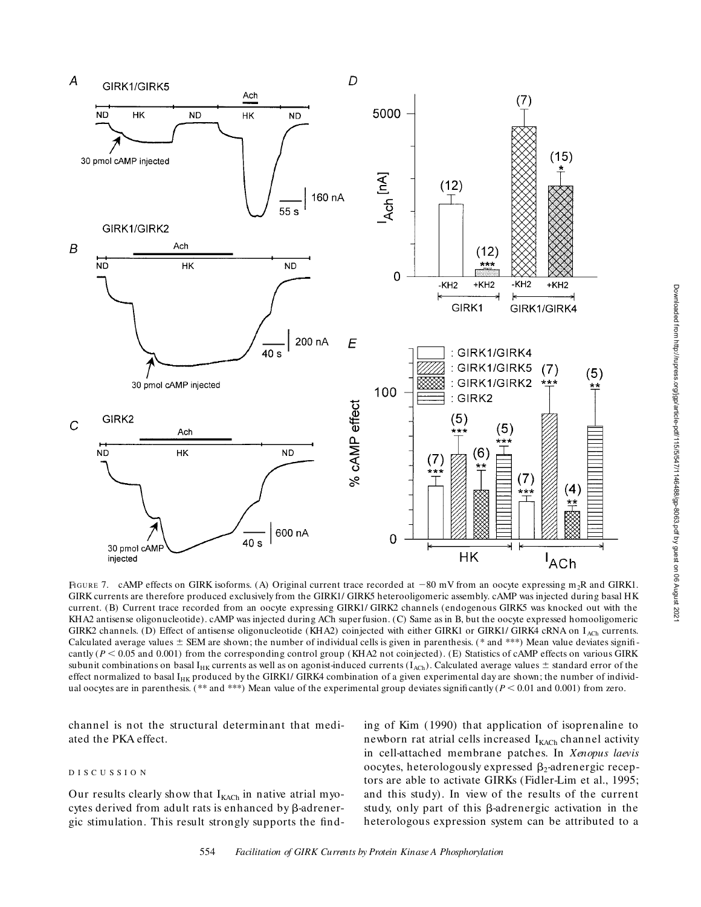FIGURE 7. cAMP effects on GIRK isoforms. (A) Original current trace recorded at −80 mV from an oocyte expressing $m_2R$ and GIRK1. GIRK currents are therefore produced exclusively from the GIRK1/ GIRK5 heterooligomeric assembly. cAMP was injected during basal HK current. (B) Current trace recorded from an oocyte expressing GIRK1/ GIRK2 channels (endogenous GIRK5 was knocked out with the KHA2 antisense oligonucleotide). cAMP was injected during ACh superfusion. (C) Same as in B, but the oocyte expressed homooligomeric GIRK2 channels. (D) Effect of antisense oligonucleotide (KHA2) coinjected with either GIRK1 or GIRK1/ GIRK4 cRNA on $I_{ACh}$ currents. Calculated average values ± SEM are shown; the number of individual cells is given in parenthesis. (* and ***) Mean value deviates significantly ($P < 0.05$ and 0.001) from the corresponding control group (KHA2 not coinjected). (E) Statistics of cAMP effects on various GIRK subunit combinations on basal $I_{HK}$ currents as well as on agonist-induced currents ($I_{ACh}$). Calculated average values ± standard error of the effect normalized to basal $I_{HK}$ produced by the GIRK1/ GIRK4 combination of a given experimental day are shown; the number of individual oocytes are in parenthesis. (** and ***) Mean value of the experimental group deviates significantly ($P < 0.01$ and 0.001) from zero.

channel is not the structural determinant that mediated the PKA effect.

## DISCUSSION

Our results clearly show that $I_{KACh}$ in native atrial myocytes derived from adult rats is enhanced by β-adrenergic stimulation. This result strongly supports the finding of Kim (1990) that application of isoprenaline to newborn rat atrial cells increased $I_{KACh}$ channel activity in cell-attached membrane patches. In *Xenopus laevis* oocytes, heterologously expressed $\beta_2$-adrenergic receptors are able to activate GIRKs (Fidler-Lim et al., 1995; and this study). In view of the results of the current study, only part of this β-adrenergic activation in the heterologous expression system can be attributed to a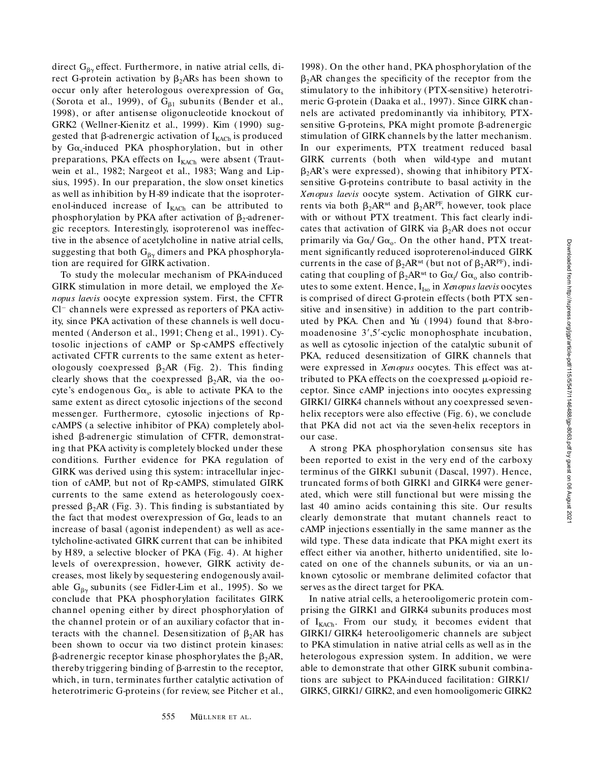direct $G_{\beta\gamma}$ effect. Furthermore, in native atrial cells, direct G-protein activation by $\beta_2$ARs has been shown to occur only after heterologous overexpression of $G\alpha_s$ (Sorota et al., 1999), of $G_{\beta1}$ subunits (Bender et al., 1998), or after antisense oligonucleotide knockout of GRK2 (Wellner-Kienitz et al., 1999). Kim (1990) suggested that β-adrenergic activation of $I_{KACh}$ is produced by $G\alpha_s$-induced PKA phosphorylation, but in other preparations, PKA effects on $I_{KACh}$ were absent (Trautwein et al., 1982; Nargeot et al., 1983; Wang and Lipsius, 1995). In our preparation, the slow onset kinetics as well as inhibition by H-89 indicate that the isoproterenol-induced increase of $I_{KACh}$ can be attributed to phosphorylation by PKA after activation of $\beta_2$-adrenergic receptors. Interestingly, isoproterenol was ineffective in the absence of acetylcholine in native atrial cells, suggesting that both $G_{\beta\gamma}$ dimers and PKA phosphorylation are required for GIRK activation.

To study the molecular mechanism of PKA-induced GIRK stimulation in more detail, we employed the *Xenopus laevis* oocyte expression system. First, the CFTR $Cl^-$ channels were expressed as reporters of PKA activity, since PKA activation of these channels is well documented (Anderson et al., 1991; Cheng et al., 1991). Cytosolic injections of cAMP or Sp-cAMPS effectively activated CFTR currents to the same extent as heterologously coexpressed $\beta_2$AR (Fig. 2). This finding clearly shows that the coexpressed $\beta_2$AR, via the oocyte's endogenous $G\alpha_s$, is able to activate PKA to the same extent as direct cytosolic injections of the second messenger. Furthermore, cytosolic injections of Rp-cAMPS (a selective inhibitor of PKA) completely abolished β-adrenergic stimulation of CFTR, demonstrating that PKA activity is completely blocked under these conditions. Further evidence for PKA regulation of GIRK was derived using this system: intracellular injection of cAMP, but not of Rp-cAMPS, stimulated GIRK currents to the same extend as heterologously coexpressed $\beta_2$AR (Fig. 3). This finding is substantiated by the fact that modest overexpression of $G\alpha_s$ leads to an increase of basal (agonist independent) as well as acetylcholine-activated GIRK current that can be inhibited by H89, a selective blocker of PKA (Fig. 4). At higher levels of overexpression, however, GIRK activity decreases, most likely by sequestering endogenously available $G_{\beta\gamma}$ subunits (see Fidler-Lim et al., 1995). So we conclude that PKA phosphorylation facilitates GIRK channel opening either by direct phosphorylation of the channel protein or of an auxiliary cofactor that interacts with the channel. Desensitization of $\beta_2$AR has been shown to occur via two distinct protein kinases: β-adrenergic receptor kinase phosphorylates the $\beta_2$AR, thereby triggering binding of β-arrestin to the receptor, which, in turn, terminates further catalytic activation of heterotrimeric G-proteins (for review, see Pitcher et al., 1998). On the other hand, PKA phosphorylation of the $\beta_2$AR changes the specificity of the receptor from the stimulatory to the inhibitory (PTX-sensitive) heterotrimeric G-protein (Daaka et al., 1997). Since GIRK channels are activated predominantly via inhibitory, PTX-sensitive G-proteins, PKA might promote β-adrenergic stimulation of GIRK channels by the latter mechanism. In our experiments, PTX treatment reduced basal GIRK currents (both when wild-type and mutant $\beta_2$AR's were expressed), showing that inhibitory PTX-sensitive G-proteins contribute to basal activity in the *Xenopus laevis* oocyte system. Activation of GIRK currents via both $\beta_2AR^{wt}$ and $\beta_2AR^{PF}$, however, took place with or without PTX treatment. This fact clearly indicates that activation of GIRK via $\beta_2$AR does not occur primarily via $G\alpha_i$/ $G\alpha_o$. On the other hand, PTX treatment significantly reduced isoproterenol-induced GIRK currents in the case of $\beta_2AR^{wt}$ (but not of $\beta_2AR^{PF}$), indicating that coupling of $\beta_2AR^{wt}$ to $G\alpha_i$/ $G\alpha_o$ also contributes to some extent. Hence, $I_{Iso}$ in *Xenopus laevis* oocytes is comprised of direct G-protein effects (both PTX sensitive and insensitive) in addition to the part contributed by PKA. Chen and Yu (1994) found that 8-bromoadenosine 3′,5′-cyclic monophosphate incubation, as well as cytosolic injection of the catalytic subunit of PKA, reduced desensitization of GIRK channels that were expressed in *Xenopus* oocytes. This effect was attributed to PKA effects on the coexpressed μ-opioid receptor. Since cAMP injections into oocytes expressing GIRK1/ GIRK4 channels without any coexpressed seven-helix receptors were also effective (Fig. 6), we conclude that PKA did not act via the seven-helix receptors in our case.

A strong PKA phosphorylation consensus site has been reported to exist in the very end of the carboxy terminus of the GIRK1 subunit (Dascal, 1997). Hence, truncated forms of both GIRK1 and GIRK4 were generated, which were still functional but were missing the last 40 amino acids containing this site. Our results clearly demonstrate that mutant channels react to cAMP injections essentially in the same manner as the wild type. These data indicate that PKA might exert its effect either via another, hitherto unidentified, site located on one of the channels subunits, or via an unknown cytosolic or membrane delimited cofactor that serves as the direct target for PKA.

In native atrial cells, a heterooligomeric protein comprising the GIRK1 and GIRK4 subunits produces most of $I_{KACh}$. From our study, it becomes evident that GIRK1/ GIRK4 heterooligomeric channels are subject to PKA stimulation in native atrial cells as well as in the heterologous expression system. In addition, we were able to demonstrate that other GIRK subunit combinations are subject to PKA-induced facilitation: GIRK1/ GIRK5, GIRK1/ GIRK2, and even homooligomeric GIRK2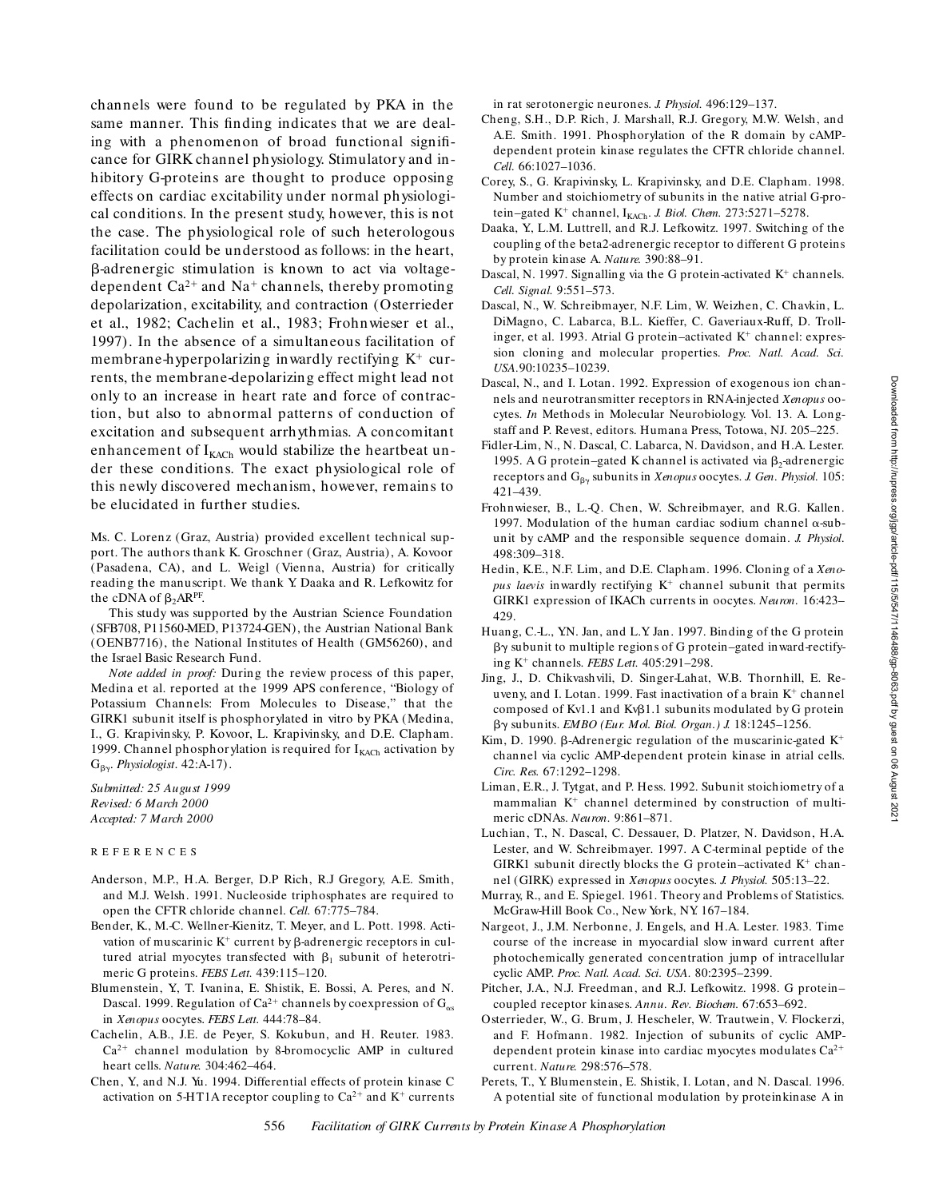channels were found to be regulated by PKA in the same manner. This finding indicates that we are dealing with a phenomenon of broad functional significance for GIRK channel physiology. Stimulatory and inhibitory G-proteins are thought to produce opposing effects on cardiac excitability under normal physiological conditions. In the present study, however, this is not the case. The physiological role of such heterologous facilitation could be understood as follows: in the heart, β-adrenergic stimulation is known to act via voltage-dependent $Ca^{2+}$ and $Na^+$ channels, thereby promoting depolarization, excitability, and contraction (Osterrieder et al., 1982; Cachelin et al., 1983; Frohnwieser et al., 1997). In the absence of a simultaneous facilitation of membrane-hyperpolarizing inwardly rectifying $K^+$ currents, the membrane-depolarizing effect might lead not only to an increase in heart rate and force of contraction, but also to abnormal patterns of conduction of excitation and subsequent arrhythmias. A concomitant enhancement of $I_{KACh}$ would stabilize the heartbeat under these conditions. The exact physiological role of this newly discovered mechanism, however, remains to be elucidated in further studies.

Ms. C. Lorenz (Graz, Austria) provided excellent technical support. The authors thank K. Groschner (Graz, Austria), A. Kovoor (Pasadena, CA), and L. Weigl (Vienna, Austria) for critically reading the manuscript. We thank Y. Daaka and R. Lefkowitz for the cDNA of $\beta_2AR^{PF}$.

This study was supported by the Austrian Science Foundation (SFB708, P11560-MED, P13724-GEN), the Austrian National Bank (OENB7716), the National Institutes of Health (GM56260), and the Israel Basic Research Fund.

*Note added in proof:* During the review process of this paper, Medina et al. reported at the 1999 APS conference, "Biology of Potassium Channels: From Molecules to Disease," that the GIRK1 subunit itself is phosphorylated in vitro by PKA (Medina, I., G. Krapivinsky, P. Kovoor, L. Krapivinsky, and D.E. Clapham. 1999. Channel phosphorylation is required for $I_{KACh}$ activation by $G_{\beta\gamma}$. *Physiologist*. 42:A-17).

*Submitted: 25 August 1999*
*Revised: 6 March 2000*
*Accepted: 7 March 2000*

## REFERENCES

Anderson, M.P., H.A. Berger, D.P Rich, R.J Gregory, A.E. Smith, and M.J. Welsh. 1991. Nucleoside triphosphates are required to open the CFTR chloride channel. *Cell.* 67:775–784.

Bender, K., M.-C. Wellner-Kienitz, T. Meyer, and L. Pott. 1998. Activation of muscarinic $K^+$ current by β-adrenergic receptors in cultured atrial myocytes transfected with $\beta_1$ subunit of heterotrimeric G proteins. *FEBS Lett.* 439:115–120.

Blumenstein, Y, T. Ivanina, E. Shistik, E. Bossi, A. Peres, and N. Dascal. 1999. Regulation of $Ca^{2+}$ channels by coexpression of $G_{\alpha s}$ in *Xenopus* oocytes. *FEBS Lett.* 444:78–84.

Cachelin, A.B., J.E. de Peyer, S. Kokubun, and H. Reuter. 1983. $Ca^{2+}$ channel modulation by 8-bromocyclic AMP in cultured heart cells. *Nature.* 304:462–464.

Chen, Y, and N.J. Yu. 1994. Differential effects of protein kinase C activation on 5-HT1A receptor coupling to $Ca^{2+}$ and $K^+$ currents in rat serotonergic neurones. *J. Physiol.* 496:129–137.

Cheng, S.H., D.P. Rich, J. Marshall, R.J. Gregory, M.W. Welsh, and A.E. Smith. 1991. Phosphorylation of the R domain by cAMP-dependent protein kinase regulates the CFTR chloride channel. *Cell.* 66:1027–1036.

Corey, S., G. Krapivinsky, L. Krapivinsky, and D.E. Clapham. 1998. Number and stoichiometry of subunits in the native atrial G-protein–gated $K^+$ channel, $I_{KACh}$. *J. Biol. Chem.* 273:5271–5278.

Daaka, Y, L.M. Luttrell, and R.J. Lefkowitz. 1997. Switching of the coupling of the beta2-adrenergic receptor to different G proteins by protein kinase A. *Nature.* 390:88–91.

Dascal, N. 1997. Signalling via the G protein-activated $K^+$ channels. *Cell. Signal.* 9:551–573.

Dascal, N., W. Schreibmayer, N.F. Lim, W. Weizhen, C. Chavkin, L. DiMagno, C. Labarca, B.L. Kieffer, C. Gaveriaux-Ruff, D. Trollinger, et al. 1993. Atrial G protein–activated $K^+$ channel: expression cloning and molecular properties. *Proc. Natl. Acad. Sci. USA.* 90:10235–10239.

Dascal, N., and I. Lotan. 1992. Expression of exogenous ion channels and neurotransmitter receptors in RNA-injected *Xenopus* oocytes. *In* Methods in Molecular Neurobiology. Vol. 13. A. Longstaff and P. Revest, editors. Humana Press, Totowa, NJ. 205–225.

Fidler-Lim, N., N. Dascal, C. Labarca, N. Davidson, and H.A. Lester. 1995. A G protein–gated K channel is activated via $\beta_2$-adrenergic receptors and $G_{\beta\gamma}$ subunits in *Xenopus* oocytes. *J. Gen. Physiol.* 105: 421–439.

Frohnwieser, B., L.-Q. Chen, W. Schreibmayer, and R.G. Kallen. 1997. Modulation of the human cardiac sodium channel α-subunit by cAMP and the responsible sequence domain. *J. Physiol.* 498:309–318.

Hedin, K.E., N.F. Lim, and D.E. Clapham. 1996. Cloning of a *Xenopus laevis* inwardly rectifying $K^+$ channel subunit that permits GIRK1 expression of IKACh currents in oocytes. *Neuron.* 16:423–429.

Huang, C.-L., Y.N. Jan, and L.Y. Jan. 1997. Binding of the G protein βγ subunit to multiple regions of G protein–gated inward-rectifying $K^+$ channels. *FEBS Lett.* 405:291–298.

Jing, J., D. Chikvashvili, D. Singer-Lahat, W.B. Thornhill, E. Reuveny, and I. Lotan. 1999. Fast inactivation of a brain $K^+$ channel composed of Kv1.1 and Kvβ1.1 subunits modulated by G protein βγ subunits. *EMBO (Eur. Mol. Biol. Organ.) J.* 18:1245–1256.

Kim, D. 1990. β-Adrenergic regulation of the muscarinic-gated $K^+$ channel via cyclic AMP-dependent protein kinase in atrial cells. *Circ. Res.* 67:1292–1298.

Liman, E.R., J. Tytgat, and P. Hess. 1992. Subunit stoichiometry of a mammalian $K^+$ channel determined by construction of multimeric cDNAs. *Neuron.* 9:861–871.

Luchian, T., N. Dascal, C. Dessauer, D. Platzer, N. Davidson, H.A. Lester, and W. Schreibmayer. 1997. A C-terminal peptide of the GIRK1 subunit directly blocks the G protein–activated $K^+$ channel (GIRK) expressed in *Xenopus* oocytes. *J. Physiol.* 505:13–22.

Murray, R., and E. Spiegel. 1961. Theory and Problems of Statistics. McGraw-Hill Book Co., New York, NY. 167–184.

Nargeot, J., J.M. Nerbonne, J. Engels, and H.A. Lester. 1983. Time course of the increase in myocardial slow inward current after photochemically generated concentration jump of intracellular cyclic AMP. *Proc. Natl. Acad. Sci. USA.* 80:2395–2399.

Pitcher, J.A., N.J. Freedman, and R.J. Lefkowitz. 1998. G protein–coupled receptor kinases. *Annu. Rev. Biochem.* 67:653–692.

Osterrieder, W., G. Brum, J. Hescheler, W. Trautwein, V. Flockerzi, and F. Hofmann. 1982. Injection of subunits of cyclic AMP-dependent protein kinase into cardiac myocytes modulates $Ca^{2+}$ current. *Nature.* 298:576–578.

Perets, T., Y. Blumenstein, E. Shistik, I. Lotan, and N. Dascal. 1996. A potential site of functional modulation by proteinkinase A in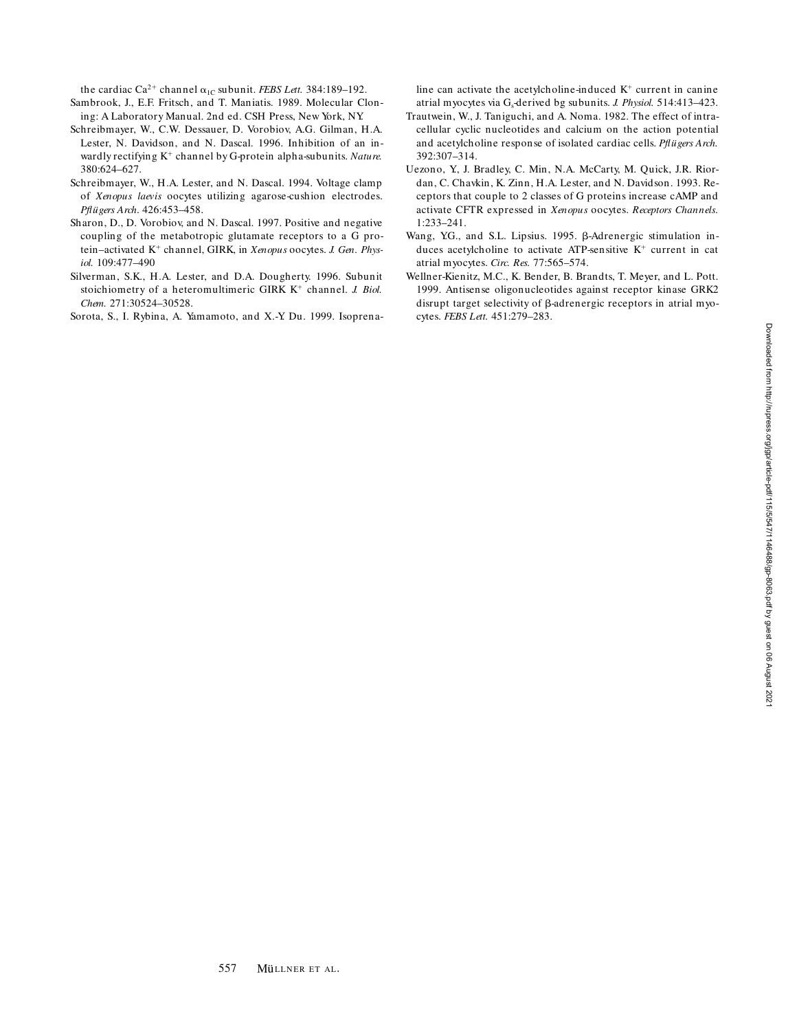the cardiac $Ca^{2+}$ channel $\alpha_{1C}$ subunit. *FEBS Lett.* 384:189–192.

Sambrook, J., E.F. Fritsch, and T. Maniatis. 1989. Molecular Cloning: A Laboratory Manual. 2nd ed. CSH Press, New York, NY.

Schreibmayer, W., C.W. Dessauer, D. Vorobiov, A.G. Gilman, H.A. Lester, N. Davidson, and N. Dascal. 1996. Inhibition of an inwardly rectifying $K^+$ channel by G-protein alpha-subunits. *Nature.* 380:624–627.

Schreibmayer, W., H.A. Lester, and N. Dascal. 1994. Voltage clamp of *Xenopus laevis* oocytes utilizing agarose-cushion electrodes. *Pflügers Arch.* 426:453–458.

Sharon, D., D. Vorobiov, and N. Dascal. 1997. Positive and negative coupling of the metabotropic glutamate receptors to a G protein–activated $K^+$ channel, GIRK, in *Xenopus* oocytes. *J. Gen. Physiol.* 109:477–490

Silverman, S.K., H.A. Lester, and D.A. Dougherty. 1996. Subunit stoichiometry of a heteromultimeric GIRK $K^+$ channel. *J. Biol. Chem.* 271:30524–30528.

Sorota, S., I. Rybina, A. Yamamoto, and X.-Y. Du. 1999. Isoprenaline can activate the acetylcholine-induced $K^+$ current in canine atrial myocytes via $G_s$-derived bg subunits. *J. Physiol.* 514:413–423.

Trautwein, W., J. Taniguchi, and A. Noma. 1982. The effect of intracellular cyclic nucleotides and calcium on the action potential and acetylcholine response of isolated cardiac cells. *Pflügers Arch.* 392:307–314.

Uezono, Y., J. Bradley, C. Min, N.A. McCarty, M. Quick, J.R. Riordan, C. Chavkin, K. Zinn, H.A. Lester, and N. Davidson. 1993. Receptors that couple to 2 classes of G proteins increase cAMP and activate CFTR expressed in *Xenopus* oocytes. *Receptors Channels.* 1:233–241.

Wang, Y.G., and S.L. Lipsius. 1995. β-Adrenergic stimulation induces acetylcholine to activate ATP-sensitive $K^+$ current in cat atrial myocytes. *Circ. Res.* 77:565–574.

Wellner-Kienitz, M.C., K. Bender, B. Brandts, T. Meyer, and L. Pott. 1999. Antisense oligonucleotides against receptor kinase GRK2 disrupt target selectivity of β-adrenergic receptors in atrial myocytes. *FEBS Lett.* 451:279–283.